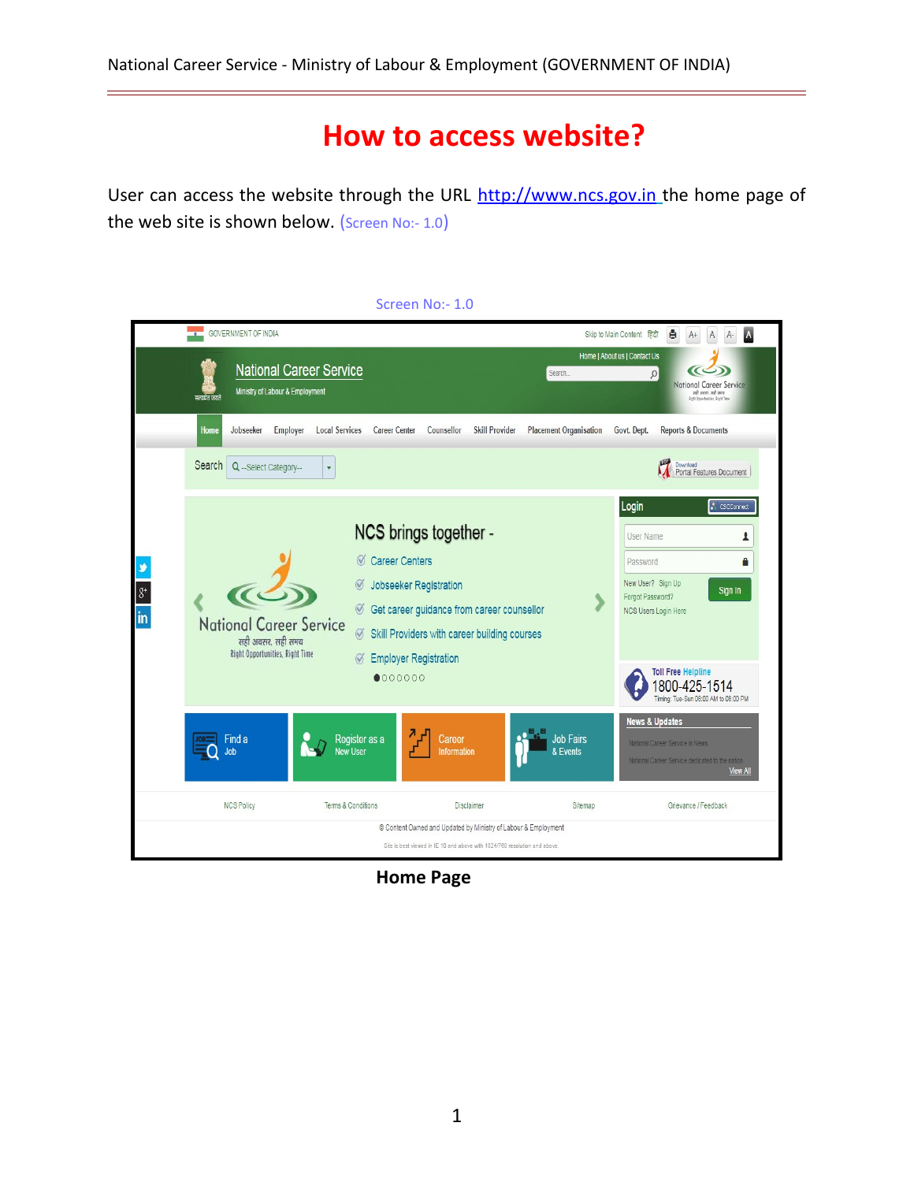# How to access website?

User can access the website through the URL http://www.ncs.gov.in the home page of the web site is shown below. (Screen No:- 1.0)

Screen No:- 1.0

Home Page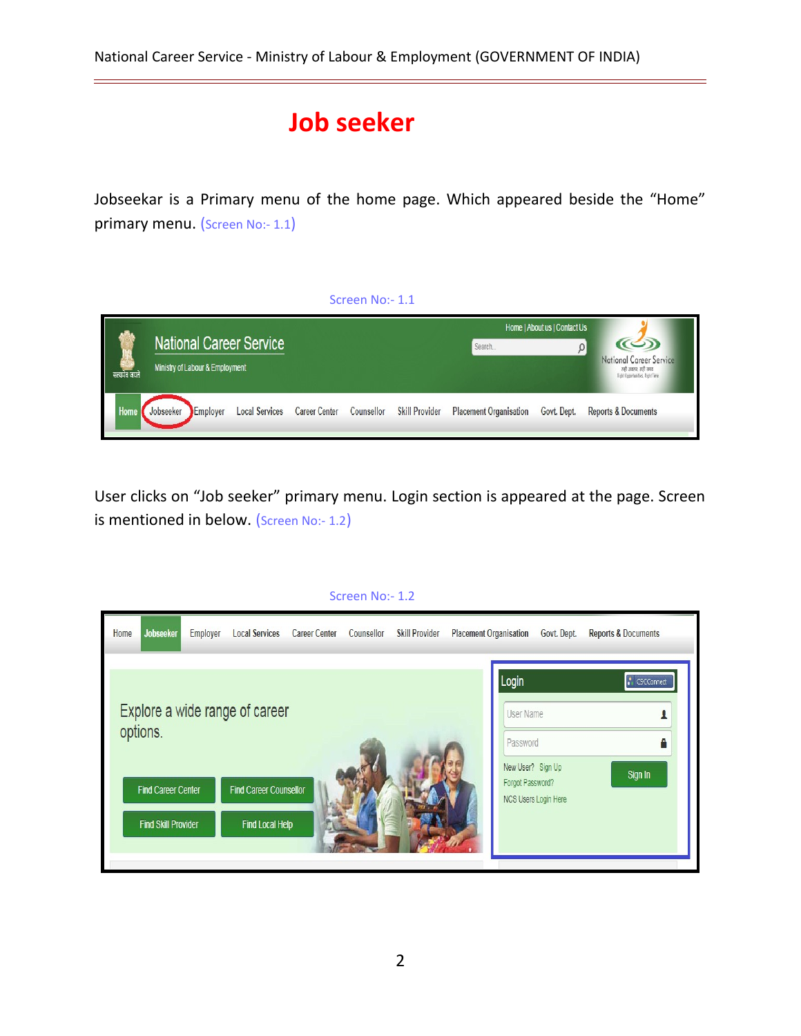# Job seeker

Jobseekar is a Primary menu of the home page. Which appeared beside the "Home" primary menu. (Screen No:- 1.1)

Screen No:- 1.1

User clicks on "Job seeker" primary menu. Login section is appeared at the page. Screen is mentioned in below. (Screen No:- 1.2)

Screen No:- 1.2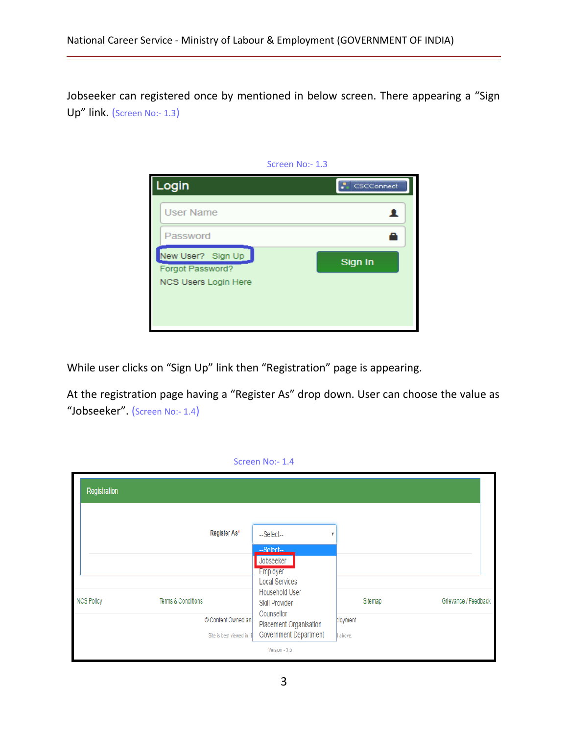Jobseeker can registered once by mentioned in below screen. There appearing a "Sign Up" link. (Screen No:- 1.3)

Screen No:- 1.3

While user clicks on "Sign Up" link then "Registration" page is appearing.

At the registration page having a "Register As" drop down. User can choose the value as "Jobseeker". (Screen No:- 1.4)

Screen No:- 1.4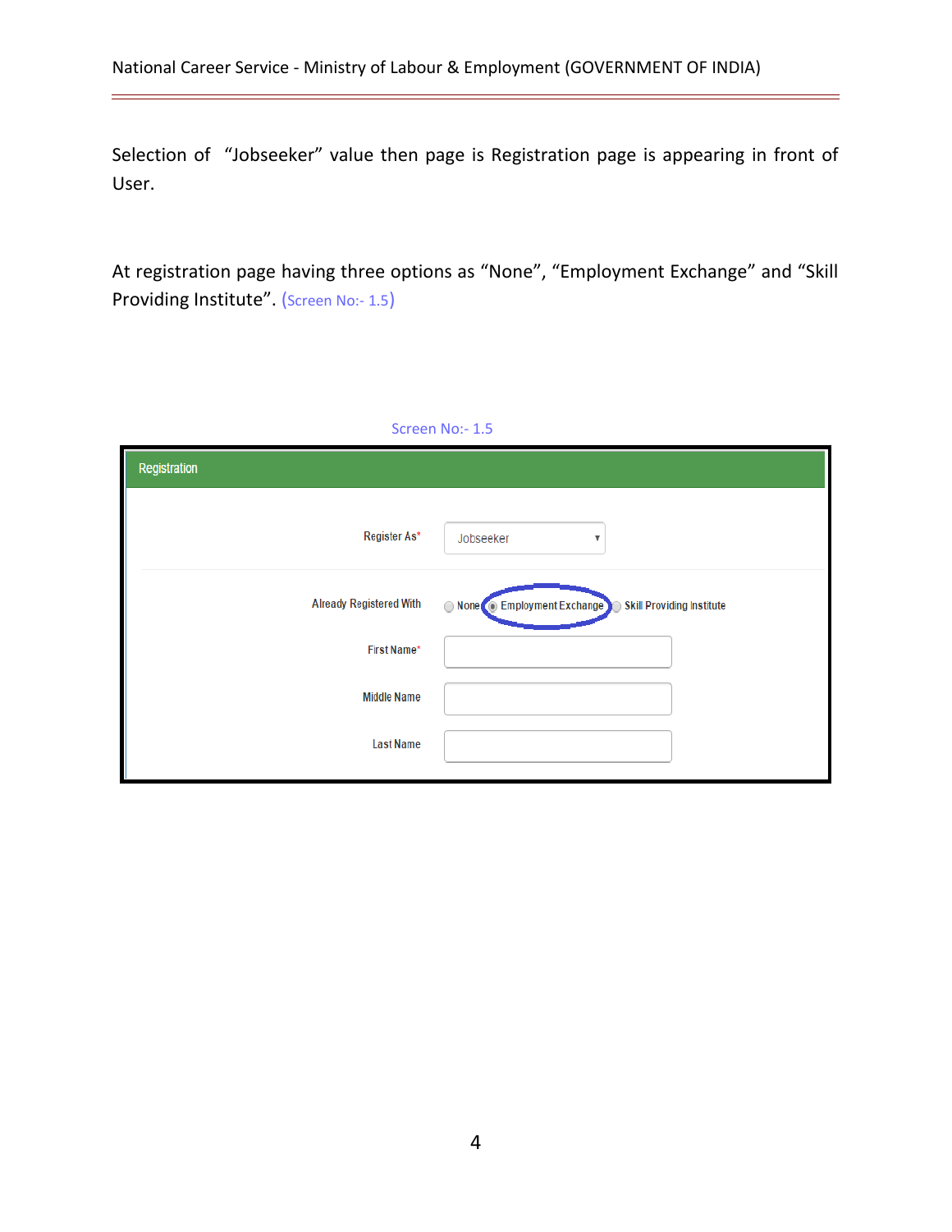Selection of "Jobseeker" value then page is Registration page is appearing in front of User.

At registration page having three options as "None", "Employment Exchange" and "Skill Providing Institute". (Screen No:- 1.5)

Screen No:- 1.5

Registration

Register As* Jobseeker

Already Registered With ○ None ◉ Employment Exchange ○ Skill Providing Institute

First Name*

Middle Name

Last Name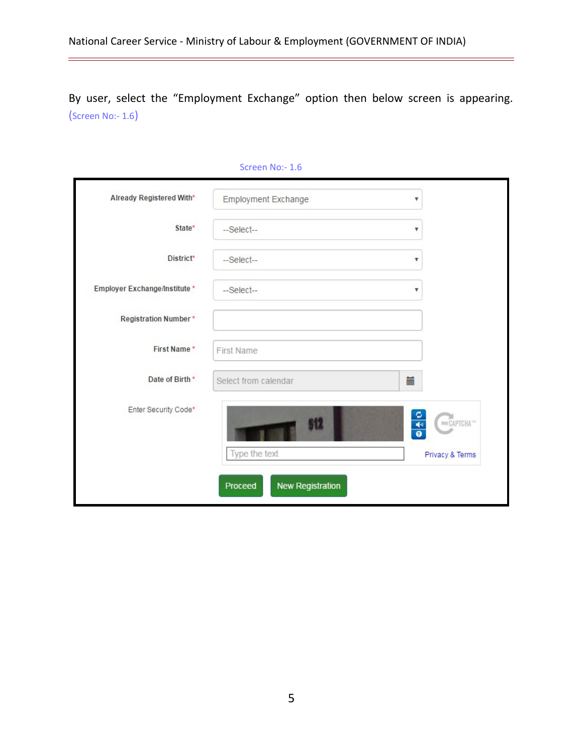By user, select the "Employment Exchange" option then below screen is appearing. (Screen No:- 1.6)

Screen No:- 1.6

| | |
|---|---|
| Already Registered With* | Employment Exchange |
| State* | --Select-- |
| District* | --Select-- |
| Employer Exchange/Institute * | --Select-- |
| Registration Number * | |
| First Name * | First Name |
| Date of Birth * | Select from calendar |
| Enter Security Code* | Type the text |

Privacy & Terms

Proceed | New Registration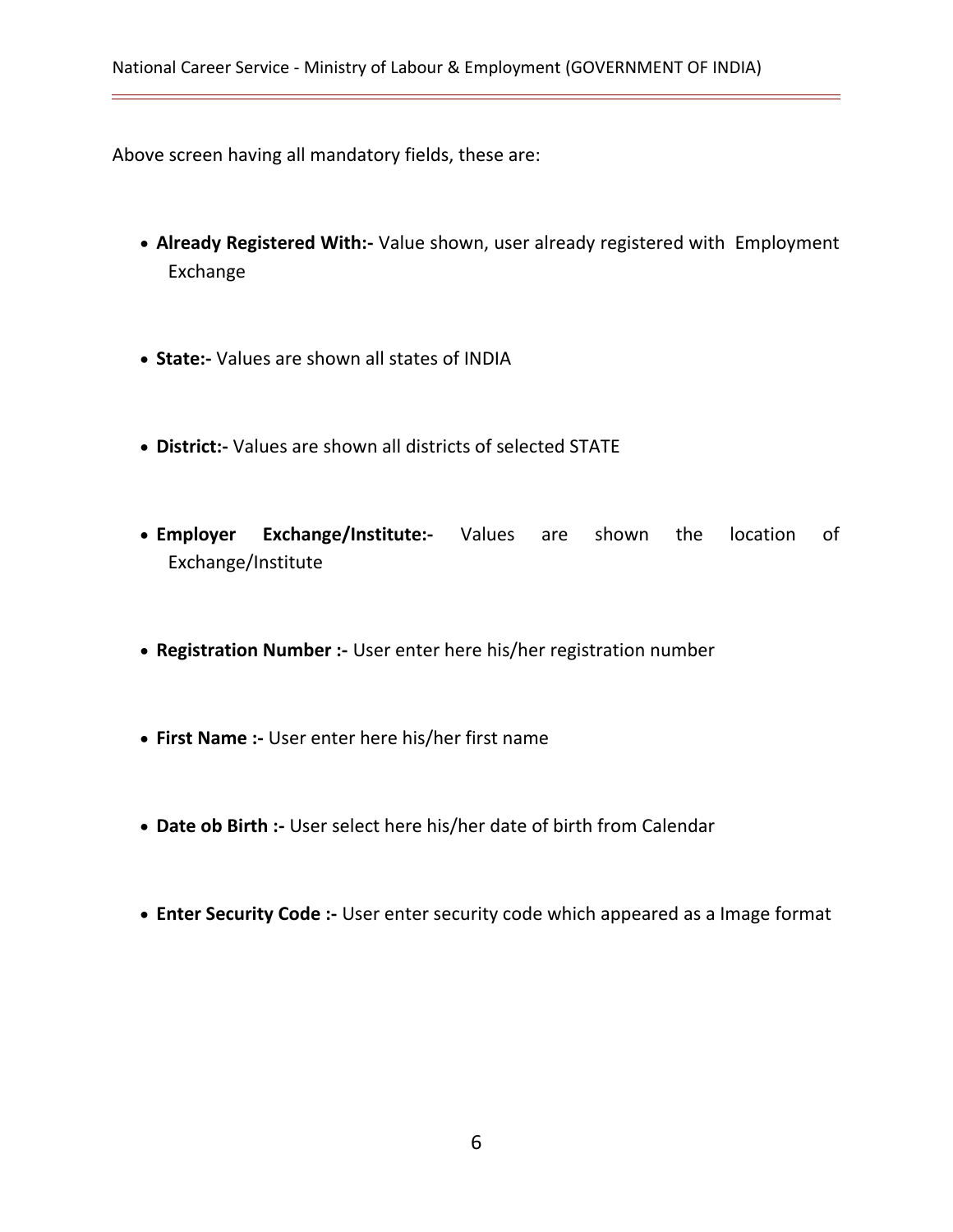Above screen having all mandatory fields, these are:

- **Already Registered With:-** Value shown, user already registered with Employment Exchange
- **State:-** Values are shown all states of INDIA
- **District:-** Values are shown all districts of selected STATE
- **Employer Exchange/Institute:-** Values are shown the location of Exchange/Institute
- **Registration Number :-** User enter here his/her registration number
- **First Name :-** User enter here his/her first name
- **Date ob Birth :-** User select here his/her date of birth from Calendar
- **Enter Security Code :-** User enter security code which appeared as a Image format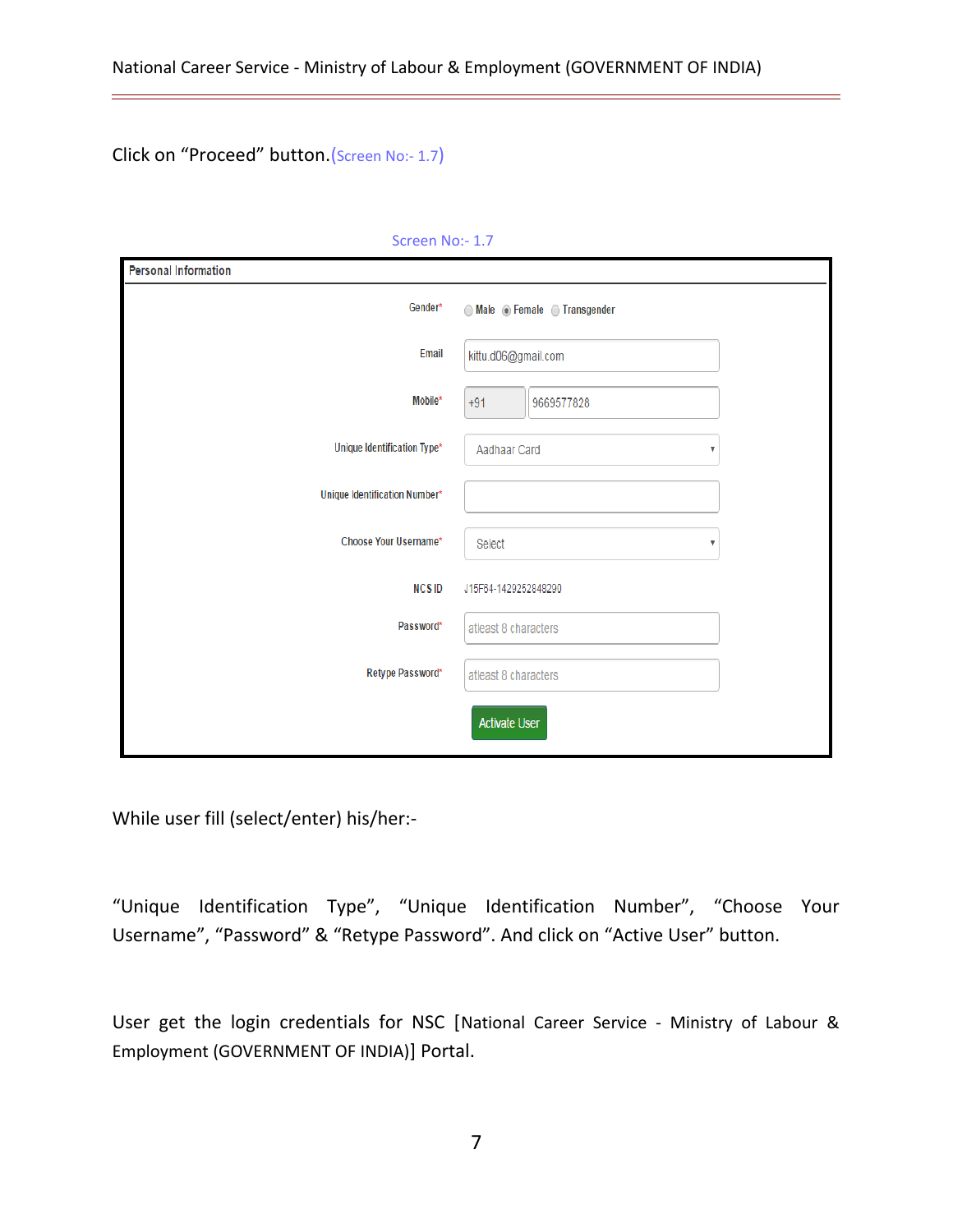Click on “Proceed” button.(Screen No:- 1.7)

Screen No:- 1.7

**Personal Information**

Gender* ○ Male ◉ Female ○ Transgender

Email kittu.d06@gmail.com

Mobile* +91 9669577828

Unique Identification Type* Aadhaar Card

Unique Identification Number*

Choose Your Username* Select

NCS ID J15F64-1429252848290

Password* atleast 8 characters

Retype Password* atleast 8 characters

Activate User

While user fill (select/enter) his/her:-

“Unique Identification Type”, “Unique Identification Number”, “Choose Your Username”, “Password” & “Retype Password”. And click on “Active User” button.

User get the login credentials for NSC [National Career Service - Ministry of Labour & Employment (GOVERNMENT OF INDIA)] Portal.